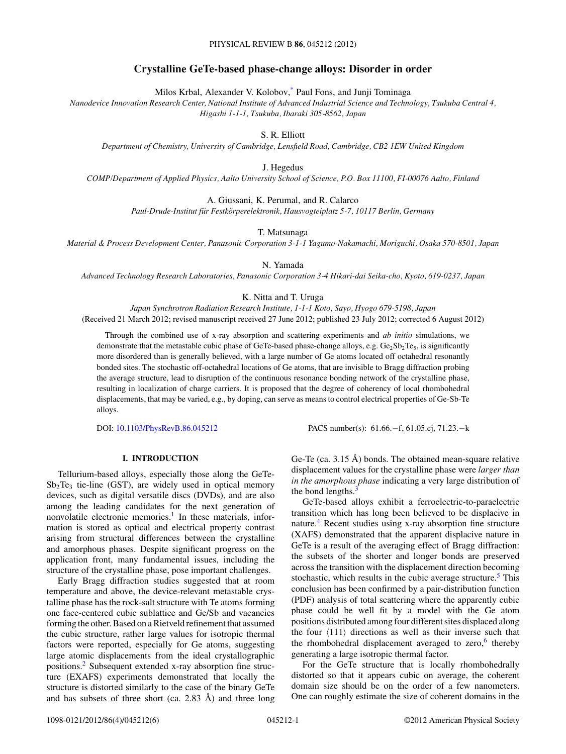# Crystalline GeTe-based phase-change alloys: Disorder in order

Milos Krbal, Alexander V. Kolobov,[*] Paul Fons, and Junji Tominaga

*Nanodevice Innovation Research Center, National Institute of Advanced Industrial Science and Technology, Tsukuba Central 4, Higashi 1-1-1, Tsukuba, Ibaraki 305-8562, Japan*

S. R. Elliott

*Department of Chemistry, University of Cambridge, Lensfield Road, Cambridge, CB2 1EW United Kingdom*

J. Hegedus

*COMP/Department of Applied Physics, Aalto University School of Science, P.O. Box 11100, FI-00076 Aalto, Finland*

A. Giussani, K. Perumal, and R. Calarco

*Paul-Drude-Institut für Festkörperelektronik, Hausvogteiplatz 5-7, 10117 Berlin, Germany*

T. Matsunaga

*Material & Process Development Center, Panasonic Corporation 3-1-1 Yagumo-Nakamachi, Moriguchi, Osaka 570-8501, Japan*

N. Yamada

*Advanced Technology Research Laboratories, Panasonic Corporation 3-4 Hikari-dai Seika-cho, Kyoto, 619-0237, Japan*

K. Nitta and T. Uruga

*Japan Synchrotron Radiation Research Institute, 1-1-1 Koto, Sayo, Hyogo 679-5198, Japan*

(Received 21 March 2012; revised manuscript received 27 June 2012; published 23 July 2012; corrected 6 August 2012)

Through the combined use of x-ray absorption and scattering experiments and *ab initio* simulations, we demonstrate that the metastable cubic phase of GeTe-based phase-change alloys, e.g. $Ge_2Sb_2Te_5$, is significantly more disordered than is generally believed, with a large number of Ge atoms located off octahedral resonantly bonded sites. The stochastic off-octahedral locations of Ge atoms, that are invisible to Bragg diffraction probing the average structure, lead to disruption of the continuous resonance bonding network of the crystalline phase, resulting in localization of charge carriers. It is proposed that the degree of coherency of local rhombohedral displacements, that may be varied, e.g., by doping, can serve as means to control electrical properties of Ge-Sb-Te alloys.

DOI: 10.1103/PhysRevB.86.045212 PACS number(s): 61.66.−f, 61.05.cj, 71.23.−k

## I. INTRODUCTION

Tellurium-based alloys, especially those along the GeTe-$Sb_2Te_3$ tie-line (GST), are widely used in optical memory devices, such as digital versatile discs (DVDs), and are also among the leading candidates for the next generation of nonvolatile electronic memories.[1] In these materials, information is stored as optical and electrical property contrast arising from structural differences between the crystalline and amorphous phases. Despite significant progress on the application front, many fundamental issues, including the structure of the crystalline phase, pose important challenges.

Early Bragg diffraction studies suggested that at room temperature and above, the device-relevant metastable crystalline phase has the rock-salt structure with Te atoms forming one face-centered cubic sublattice and Ge/Sb and vacancies forming the other. Based on a Rietveld refinement that assumed the cubic structure, rather large values for isotropic thermal factors were reported, especially for Ge atoms, suggesting large atomic displacements from the ideal crystallographic positions.[2] Subsequent extended x-ray absorption fine structure (EXAFS) experiments demonstrated that locally the structure is distorted similarly to the case of the binary GeTe and has subsets of three short (ca. 2.83 Å) and three long Ge-Te (ca. 3.15 Å) bonds. The obtained mean-square relative displacement values for the crystalline phase were *larger than in the amorphous phase* indicating a very large distribution of the bond lengths.[3]

GeTe-based alloys exhibit a ferroelectric-to-paraelectric transition which has long been believed to be displacive in nature.[4] Recent studies using x-ray absorption fine structure (XAFS) demonstrated that the apparent displacive nature in GeTe is a result of the averaging effect of Bragg diffraction: the subsets of the shorter and longer bonds are preserved across the transition with the displacement direction becoming stochastic, which results in the cubic average structure.[5] This conclusion has been confirmed by a pair-distribution function (PDF) analysis of total scattering where the apparently cubic phase could be well fit by a model with the Ge atom positions distributed among four different sites displaced along the four ⟨111⟩ directions as well as their inverse such that the rhombohedral displacement averaged to zero,[6] thereby generating a large isotropic thermal factor.

For the GeTe structure that is locally rhombohedrally distorted so that it appears cubic on average, the coherent domain size should be on the order of a few nanometers. One can roughly estimate the size of coherent domains in the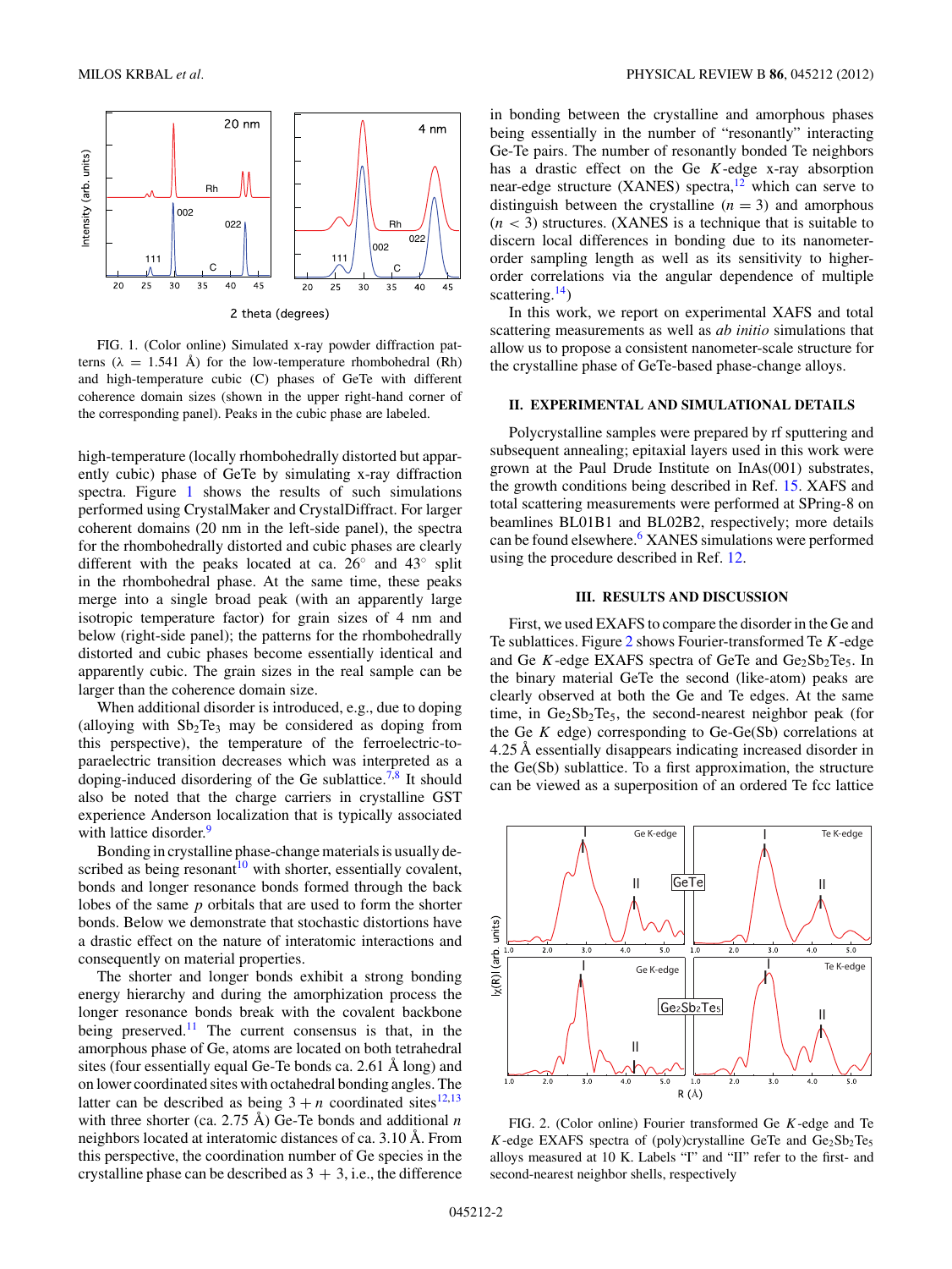FIG. 1. (Color online) Simulated x-ray powder diffraction patterns ($\lambda$ = 1.541 Å) for the low-temperature rhombohedral (Rh) and high-temperature cubic (C) phases of GeTe with different coherence domain sizes (shown in the upper right-hand corner of the corresponding panel). Peaks in the cubic phase are labeled.

high-temperature (locally rhombohedrally distorted but apparently cubic) phase of GeTe by simulating x-ray diffraction spectra. Figure 1 shows the results of such simulations performed using CrystalMaker and CrystalDiffract. For larger coherent domains (20 nm in the left-side panel), the spectra for the rhombohedrally distorted and cubic phases are clearly different with the peaks located at ca. 26° and 43° split in the rhombohedral phase. At the same time, these peaks merge into a single broad peak (with an apparently large isotropic temperature factor) for grain sizes of 4 nm and below (right-side panel); the patterns for the rhombohedrally distorted and cubic phases become essentially identical and apparently cubic. The grain sizes in the real sample can be larger than the coherence domain size.

When additional disorder is introduced, e.g., due to doping (alloying with $Sb_2Te_3$ may be considered as doping from this perspective), the temperature of the ferroelectric-to-paraelectric transition decreases which was interpreted as a doping-induced disordering of the Ge sublattice.[7,8] It should also be noted that the charge carriers in crystalline GST experience Anderson localization that is typically associated with lattice disorder.[9]

Bonding in crystalline phase-change materials is usually described as being resonant[10] with shorter, essentially covalent, bonds and longer resonance bonds formed through the back lobes of the same *p* orbitals that are used to form the shorter bonds. Below we demonstrate that stochastic distortions have a drastic effect on the nature of interatomic interactions and consequently on material properties.

The shorter and longer bonds exhibit a strong bonding energy hierarchy and during the amorphization process the longer resonance bonds break with the covalent backbone being preserved.[11] The current consensus is that, in the amorphous phase of Ge, atoms are located on both tetrahedral sites (four essentially equal Ge-Te bonds ca. 2.61 Å long) and on lower coordinated sites with octahedral bonding angles. The latter can be described as being $3 + n$ coordinated sites[12,13] with three shorter (ca. 2.75 Å) Ge-Te bonds and additional $n$ neighbors located at interatomic distances of ca. 3.10 Å. From this perspective, the coordination number of Ge species in the crystalline phase can be described as 3 + 3, i.e., the difference in bonding between the crystalline and amorphous phases being essentially in the number of "resonantly" interacting Ge-Te pairs. The number of resonantly bonded Te neighbors has a drastic effect on the Ge *K*-edge x-ray absorption near-edge structure (XANES) spectra,[12] which can serve to distinguish between the crystalline ($n = 3$) and amorphous ($n < 3$) structures. (XANES is a technique that is suitable to discern local differences in bonding due to its nanometer-order sampling length as well as its sensitivity to higher-order correlations via the angular dependence of multiple scattering.[14])

In this work, we report on experimental XAFS and total scattering measurements as well as *ab initio* simulations that allow us to propose a consistent nanometer-scale structure for the crystalline phase of GeTe-based phase-change alloys.

## II. EXPERIMENTAL AND SIMULATIONAL DETAILS

Polycrystalline samples were prepared by rf sputtering and subsequent annealing; epitaxial layers used in this work were grown at the Paul Drude Institute on InAs(001) substrates, the growth conditions being described in Ref. 15. XAFS and total scattering measurements were performed at SPring-8 on beamlines BL01B1 and BL02B2, respectively; more details can be found elsewhere.[6] XANES simulations were performed using the procedure described in Ref. 12.

## III. RESULTS AND DISCUSSION

First, we used EXAFS to compare the disorder in the Ge and Te sublattices. Figure 2 shows Fourier-transformed Te *K*-edge and Ge *K*-edge EXAFS spectra of GeTe and $Ge_2Sb_2Te_5$. In the binary material GeTe the second (like-atom) peaks are clearly observed at both the Ge and Te edges. At the same time, in $Ge_2Sb_2Te_5$, the second-nearest neighbor peak (for the Ge *K* edge) corresponding to Ge-Ge(Sb) correlations at 4.25 Å essentially disappears indicating increased disorder in the Ge(Sb) sublattice. To a first approximation, the structure can be viewed as a superposition of an ordered Te fcc lattice

FIG. 2. (Color online) Fourier transformed Ge *K*-edge and Te *K*-edge EXAFS spectra of (poly)crystalline GeTe and $Ge_2Sb_2Te_5$ alloys measured at 10 K. Labels "I" and "II" refer to the first- and second-nearest neighbor shells, respectively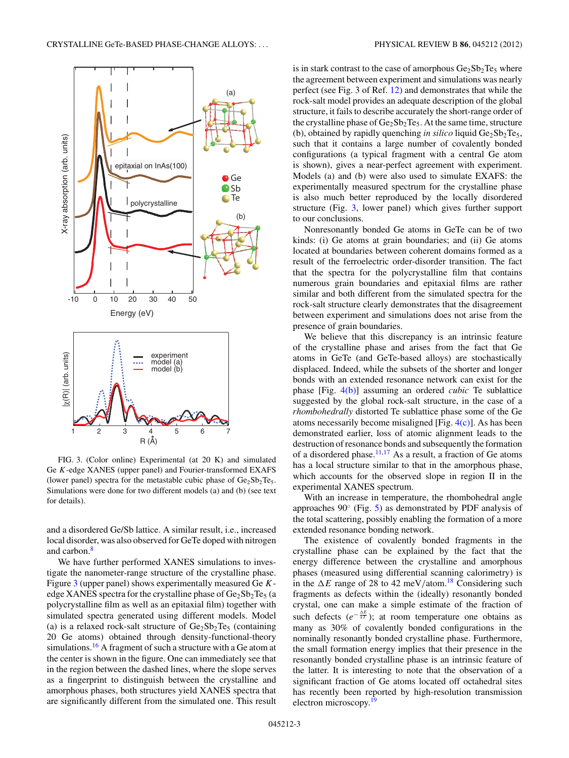(a)

epitaxial on InAs(100)

polycrystalline

Ge
Sb
Te

(b)

X-ray absorption (arb. units)

-10 0 10 20 30 40 50

Energy (eV)

experiment
model (a)
model (b)

|χ(R)| (arb. units)

1 2 3 4 5 6 7

R (Å)

FIG. 3. (Color online) Experimental (at 20 K) and simulated Ge $K$-edge XANES (upper panel) and Fourier-transformed EXAFS (lower panel) spectra for the metastable cubic phase of $Ge_2Sb_2Te_5$. Simulations were done for two different models (a) and (b) (see text for details).

and a disordered Ge/Sb lattice. A similar result, i.e., increased local disorder, was also observed for GeTe doped with nitrogen and carbon.[8]

We have further performed XANES simulations to investigate the nanometer-range structure of the crystalline phase. Figure 3 (upper panel) shows experimentally measured Ge $K$-edge XANES spectra for the crystalline phase of $Ge_2Sb_2Te_5$ (a polycrystalline film as well as an epitaxial film) together with simulated spectra generated using different models. Model (a) is a relaxed rock-salt structure of $Ge_2Sb_2Te_5$ (containing 20 Ge atoms) obtained through density-functional-theory simulations.[16] A fragment of such a structure with a Ge atom at the center is shown in the figure. One can immediately see that in the region between the dashed lines, where the slope serves as a fingerprint to distinguish between the crystalline and amorphous phases, both structures yield XANES spectra that are significantly different from the simulated one. This result is in stark contrast to the case of amorphous $Ge_2Sb_2Te_5$ where the agreement between experiment and simulations was nearly perfect (see Fig. 3 of Ref. 12) and demonstrates that while the rock-salt model provides an adequate description of the global structure, it fails to describe accurately the short-range order of the crystalline phase of $Ge_2Sb_2Te_5$. At the same time, structure (b), obtained by rapidly quenching *in silico* liquid $Ge_2Sb_2Te_5$, such that it contains a large number of covalently bonded configurations (a typical fragment with a central Ge atom is shown), gives a near-perfect agreement with experiment. Models (a) and (b) were also used to simulate EXAFS: the experimentally measured spectrum for the crystalline phase is also much better reproduced by the locally disordered structure (Fig. 3, lower panel) which gives further support to our conclusions.

Nonresonantly bonded Ge atoms in GeTe can be of two kinds: (i) Ge atoms at grain boundaries; and (ii) Ge atoms located at boundaries between coherent domains formed as a result of the ferroelectric order-disorder transition. The fact that the spectra for the polycrystalline film that contains numerous grain boundaries and epitaxial films are rather similar and both different from the simulated spectra for the rock-salt structure clearly demonstrates that the disagreement between experiment and simulations does not arise from the presence of grain boundaries.

We believe that this discrepancy is an intrinsic feature of the crystalline phase and arises from the fact that Ge atoms in GeTe (and GeTe-based alloys) are stochastically displaced. Indeed, while the subsets of the shorter and longer bonds with an extended resonance network can exist for the phase [Fig. 4(b)] assuming an ordered *cubic* Te sublattice suggested by the global rock-salt structure, in the case of a *rhombohedrally* distorted Te sublattice phase some of the Ge atoms necessarily become misaligned [Fig. 4(c)]. As has been demonstrated earlier, loss of atomic alignment leads to the destruction of resonance bonds and subsequently the formation of a disordered phase.[11,17] As a result, a fraction of Ge atoms has a local structure similar to that in the amorphous phase, which accounts for the observed slope in region II in the experimental XANES spectrum.

With an increase in temperature, the rhombohedral angle approaches 90° (Fig. 5) as demonstrated by PDF analysis of the total scattering, possibly enabling the formation of a more extended resonance bonding network.

The existence of covalently bonded fragments in the crystalline phase can be explained by the fact that the energy difference between the crystalline and amorphous phases (measured using differential scanning calorimetry) is in the $\Delta E$ range of 28 to 42 meV/atom.[18] Considering such fragments as defects within the (ideally) resonantly bonded crystal, one can make a simple estimate of the fraction of such defects ($e^{-\frac{\Delta E}{kT}}$); at room temperature one obtains as many as 30% of covalently bonded configurations in the nominally resonantly bonded crystalline phase. Furthermore, the small formation energy implies that their presence in the resonantly bonded crystalline phase is an intrinsic feature of the latter. It is interesting to note that the observation of a significant fraction of Ge atoms located off octahedral sites has recently been reported by high-resolution transmission electron microscopy.[19]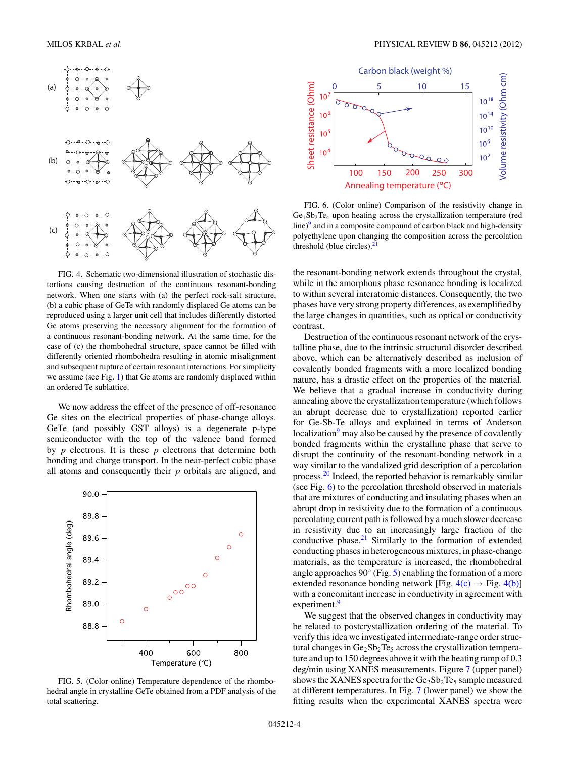FIG. 4. Schematic two-dimensional illustration of stochastic distortions causing destruction of the continuous resonant-bonding network. When one starts with (a) the perfect rock-salt structure, (b) a cubic phase of GeTe with randomly displaced Ge atoms can be reproduced using a larger unit cell that includes differently distorted Ge atoms preserving the necessary alignment for the formation of a continuous resonant-bonding network. At the same time, for the case of (c) the rhombohedral structure, space cannot be filled with differently oriented rhombohedra resulting in atomic misalignment and subsequent rupture of certain resonant interactions. For simplicity we assume (see Fig. 1) that Ge atoms are randomly displaced within an ordered Te sublattice.

We now address the effect of the presence of off-resonance Ge sites on the electrical properties of phase-change alloys. GeTe (and possibly GST alloys) is a degenerate p-type semiconductor with the top of the valence band formed by $p$ electrons. It is these $p$ electrons that determine both bonding and charge transport. In the near-perfect cubic phase all atoms and consequently their $p$ orbitals are aligned, and the resonant-bonding network extends throughout the crystal, while in the amorphous phase resonance bonding is localized to within several interatomic distances. Consequently, the two phases have very strong property differences, as exemplified by the large changes in quantities, such as optical or conductivity contrast.

FIG. 5. (Color online) Temperature dependence of the rhombohedral angle in crystalline GeTe obtained from a PDF analysis of the total scattering.

FIG. 6. (Color online) Comparison of the resistivity change in $Ge_1Sb_2Te_4$ upon heating across the crystallization temperature (red line)[9] and in a composite compound of carbon black and high-density polyethylene upon changing the composition across the percolation threshold (blue circles).[21]

Destruction of the continuous resonant network of the crystalline phase, due to the intrinsic structural disorder described above, which can be alternatively described as inclusion of covalently bonded fragments with a more localized bonding nature, has a drastic effect on the properties of the material. We believe that a gradual increase in conductivity during annealing above the crystallization temperature (which follows an abrupt decrease due to crystallization) reported earlier for Ge-Sb-Te alloys and explained in terms of Anderson localization[9] may also be caused by the presence of covalently bonded fragments within the crystalline phase that serve to disrupt the continuity of the resonant-bonding network in a way similar to the vandalized grid description of a percolation process.[20] Indeed, the reported behavior is remarkably similar (see Fig. 6) to the percolation threshold observed in materials that are mixtures of conducting and insulating phases when an abrupt drop in resistivity due to the formation of a continuous percolating current path is followed by a much slower decrease in resistivity due to an increasingly large fraction of the conductive phase.[21] Similarly to the formation of extended conducting phases in heterogeneous mixtures, in phase-change materials, as the temperature is increased, the rhombohedral angle approaches 90° (Fig. 5) enabling the formation of a more extended resonance bonding network [Fig. 4(c) → Fig. 4(b)] with a concomitant increase in conductivity in agreement with experiment.[9]

We suggest that the observed changes in conductivity may be related to postcrystallization ordering of the material. To verify this idea we investigated intermediate-range order structural changes in $Ge_2Sb_2Te_5$ across the crystallization temperature and up to 150 degrees above it with the heating ramp of 0.3 deg/min using XANES measurements. Figure 7 (upper panel) shows the XANES spectra for the $Ge_2Sb_2Te_5$ sample measured at different temperatures. In Fig. 7 (lower panel) we show the fitting results when the experimental XANES spectra were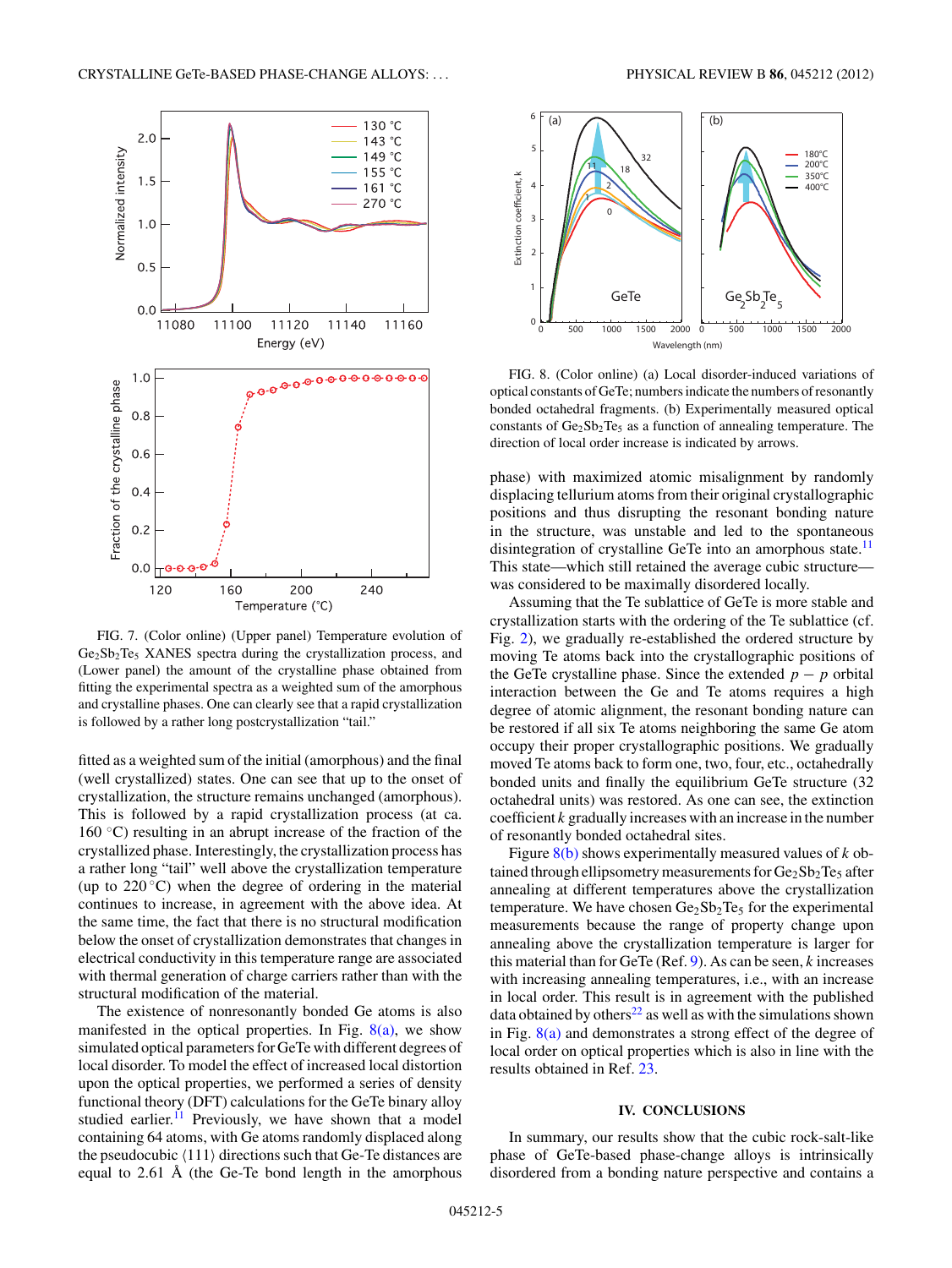FIG. 7. (Color online) (Upper panel) Temperature evolution of $Ge_2Sb_2Te_5$ XANES spectra during the crystallization process, and (Lower panel) the amount of the crystalline phase obtained from fitting the experimental spectra as a weighted sum of the amorphous and crystalline phases. One can clearly see that a rapid crystallization is followed by a rather long postcrystallization "tail."

fitted as a weighted sum of the initial (amorphous) and the final (well crystallized) states. One can see that up to the onset of crystallization, the structure remains unchanged (amorphous). This is followed by a rapid crystallization process (at ca. 160 °C) resulting in an abrupt increase of the fraction of the crystallized phase. Interestingly, the crystallization process has a rather long "tail" well above the crystallization temperature (up to 220 °C) when the degree of ordering in the material continues to increase, in agreement with the above idea. At the same time, the fact that there is no structural modification below the onset of crystallization demonstrates that changes in electrical conductivity in this temperature range are associated with thermal generation of charge carriers rather than with the structural modification of the material.

The existence of nonresonantly bonded Ge atoms is also manifested in the optical properties. In Fig. 8(a), we show simulated optical parameters for GeTe with different degrees of local disorder. To model the effect of increased local distortion upon the optical properties, we performed a series of density functional theory (DFT) calculations for the GeTe binary alloy studied earlier.[11] Previously, we have shown that a model containing 64 atoms, with Ge atoms randomly displaced along the pseudocubic ⟨111⟩ directions such that Ge-Te distances are equal to 2.61 Å (the Ge-Te bond length in the amorphous phase) with maximized atomic misalignment by randomly displacing tellurium atoms from their original crystallographic positions and thus disrupting the resonant bonding nature in the structure, was unstable and led to the spontaneous disintegration of crystalline GeTe into an amorphous state.[11] This state—which still retained the average cubic structure—was considered to be maximally disordered locally.

Assuming that the Te sublattice of GeTe is more stable and crystallization starts with the ordering of the Te sublattice (cf. Fig. 2), we gradually re-established the ordered structure by moving Te atoms back into the crystallographic positions of the GeTe crystalline phase. Since the extended $p-p$ orbital interaction between the Ge and Te atoms requires a high degree of atomic alignment, the resonant bonding nature can be restored if all six Te atoms neighboring the same Ge atom occupy their proper crystallographic positions. We gradually moved Te atoms back to form one, two, four, etc., octahedrally bonded units and finally the equilibrium GeTe structure (32 octahedral units) was restored. As one can see, the extinction coefficient $k$ gradually increases with an increase in the number of resonantly bonded octahedral sites.

FIG. 8. (Color online) (a) Local disorder-induced variations of optical constants of GeTe; numbers indicate the numbers of resonantly bonded octahedral fragments. (b) Experimentally measured optical constants of $Ge_2Sb_2Te_5$ as a function of annealing temperature. The direction of local order increase is indicated by arrows.

Figure 8(b) shows experimentally measured values of $k$ obtained through ellipsometry measurements for $Ge_2Sb_2Te_5$ after annealing at different temperatures above the crystallization temperature. We have chosen $Ge_2Sb_2Te_5$ for the experimental measurements because the range of property change upon annealing above the crystallization temperature is larger for this material than for GeTe (Ref. 9). As can be seen, $k$ increases with increasing annealing temperatures, i.e., with an increase in local order. This result is in agreement with the published data obtained by others[22] as well as with the simulations shown in Fig. 8(a) and demonstrates a strong effect of the degree of local order on optical properties which is also in line with the results obtained in Ref. 23.

## IV. CONCLUSIONS

In summary, our results show that the cubic rock-salt-like phase of GeTe-based phase-change alloys is intrinsically disordered from a bonding nature perspective and contains a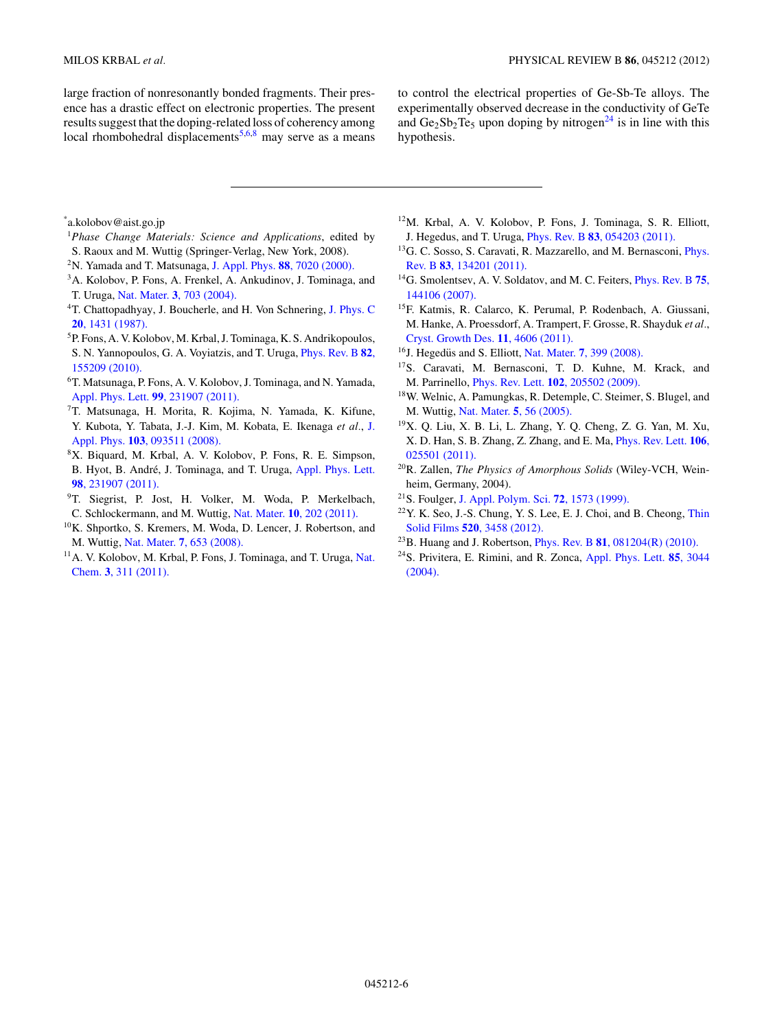large fraction of nonresonantly bonded fragments. Their presence has a drastic effect on electronic properties. The present results suggest that the doping-related loss of coherency among local rhombohedral displacements[5,6,8] may serve as a means to control the electrical properties of Ge-Sb-Te alloys. The experimentally observed decrease in the conductivity of GeTe and $Ge_2Sb_2Te_5$ upon doping by nitrogen[24] is in line with this hypothesis.

---

[*] a.kolobov@aist.go.jp

[1] *Phase Change Materials: Science and Applications*, edited by S. Raoux and M. Wuttig (Springer-Verlag, New York, 2008).

[2] N. Yamada and T. Matsunaga, J. Appl. Phys. **88**, 7020 (2000).

[3] A. Kolobov, P. Fons, A. Frenkel, A. Ankudinov, J. Tominaga, and T. Uruga, Nat. Mater. **3**, 703 (2004).

[4] T. Chattopadhyay, J. Boucherle, and H. Von Schnering, J. Phys. C **20**, 1431 (1987).

[5] P. Fons, A. V. Kolobov, M. Krbal, J. Tominaga, K. S. Andrikopoulos, S. N. Yannopoulos, G. A. Voyiatzis, and T. Uruga, Phys. Rev. B **82**, 155209 (2010).

[6] T. Matsunaga, P. Fons, A. V. Kolobov, J. Tominaga, and N. Yamada, Appl. Phys. Lett. **99**, 231907 (2011).

[7] T. Matsunaga, H. Morita, R. Kojima, N. Yamada, K. Kifune, Y. Kubota, Y. Tabata, J.-J. Kim, M. Kobata, E. Ikenaga *et al.*, J. Appl. Phys. **103**, 093511 (2008).

[8] X. Biquard, M. Krbal, A. V. Kolobov, P. Fons, R. E. Simpson, B. Hyot, B. André, J. Tominaga, and T. Uruga, Appl. Phys. Lett. **98**, 231907 (2011).

[9] T. Siegrist, P. Jost, H. Volker, M. Woda, P. Merkelbach, C. Schlockermann, and M. Wuttig, Nat. Mater. **10**, 202 (2011).

[10] K. Shportko, S. Kremers, M. Woda, D. Lencer, J. Robertson, and M. Wuttig, Nat. Mater. **7**, 653 (2008).

[11] A. V. Kolobov, M. Krbal, P. Fons, J. Tominaga, and T. Uruga, Nat. Chem. **3**, 311 (2011).

[12] M. Krbal, A. V. Kolobov, P. Fons, J. Tominaga, S. R. Elliott, J. Hegedus, and T. Uruga, Phys. Rev. B **83**, 054203 (2011).

[13] G. C. Sosso, S. Caravati, R. Mazzarello, and M. Bernasconi, Phys. Rev. B **83**, 134201 (2011).

[14] G. Smolentsev, A. V. Soldatov, and M. C. Feiters, Phys. Rev. B **75**, 144106 (2007).

[15] F. Katmis, R. Calarco, K. Perumal, P. Rodenbach, A. Giussani, M. Hanke, A. Proessdorf, A. Trampert, F. Grosse, R. Shayduk *et al.*, Cryst. Growth Des. **11**, 4606 (2011).

[16] J. Hegedüs and S. Elliott, Nat. Mater. **7**, 399 (2008).

[17] S. Caravati, M. Bernasconi, T. D. Kuhne, M. Krack, and M. Parrinello, Phys. Rev. Lett. **102**, 205502 (2009).

[18] W. Welnic, A. Pamungkas, R. Detemple, C. Steimer, S. Blugel, and M. Wuttig, Nat. Mater. **5**, 56 (2005).

[19] X. Q. Liu, X. B. Li, L. Zhang, Y. Q. Cheng, Z. G. Yan, M. Xu, X. D. Han, S. B. Zhang, Z. Zhang, and E. Ma, Phys. Rev. Lett. **106**, 025501 (2011).

[20] R. Zallen, *The Physics of Amorphous Solids* (Wiley-VCH, Weinheim, Germany, 2004).

[21] S. Foulger, J. Appl. Polym. Sci. **72**, 1573 (1999).

[22] Y. K. Seo, J.-S. Chung, Y. S. Lee, E. J. Choi, and B. Cheong, Thin Solid Films **520**, 3458 (2012).

[23] B. Huang and J. Robertson, Phys. Rev. B **81**, 081204(R) (2010).

[24] S. Privitera, E. Rimini, and R. Zonca, Appl. Phys. Lett. **85**, 3044 (2004).